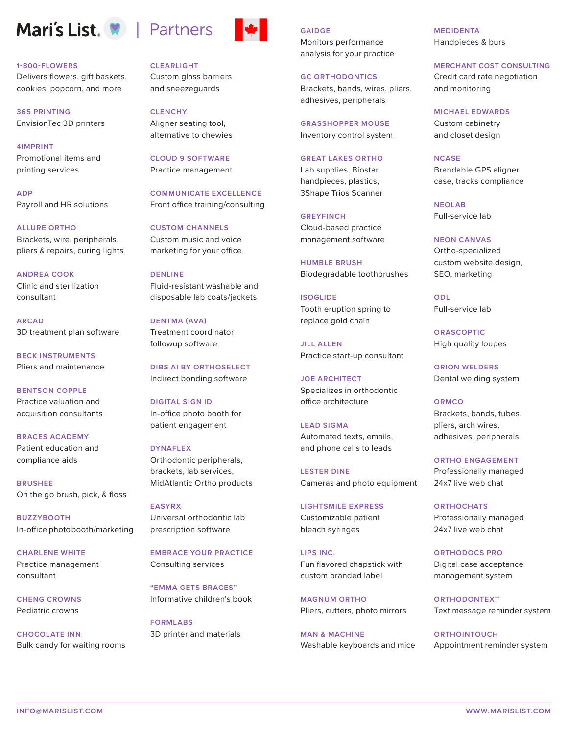# Mari's List | Partners

**1-800-FLOWERS**
Delivers flowers, gift baskets, cookies, popcorn, and more

**365 PRINTING**
EnvisionTec 3D printers

**4IMPRINT**
Promotional items and printing services

**ADP**
Payroll and HR solutions

**ALLURE ORTHO**
Brackets, wire, peripherals, pliers & repairs, curing lights

**ANDREA COOK**
Clinic and sterilization consultant

**ARCAD**
3D treatment plan software

**BECK INSTRUMENTS**
Pliers and maintenance

**BENTSON COPPLE**
Practice valuation and acquisition consultants

**BRACES ACADEMY**
Patient education and compliance aids

**BRUSHEE**
On the go brush, pick, & floss

**BUZZYBOOTH**
In-office photobooth/marketing

**CHARLENE WHITE**
Practice management consultant

**CHENG CROWNS**
Pediatric crowns

**CHOCOLATE INN**
Bulk candy for waiting rooms

**CLEARLIGHT**
Custom glass barriers and sneezeguards

**CLENCHY**
Aligner seating tool, alternative to chewies

**CLOUD 9 SOFTWARE**
Practice management

**COMMUNICATE EXCELLENCE**
Front office training/consulting

**CUSTOM CHANNELS**
Custom music and voice marketing for your office

**DENLINE**
Fluid-resistant washable and disposable lab coats/jackets

**DENTMA (AVA)**
Treatment coordinator followup software

**DIBS AI BY ORTHOSELECT**
Indirect bonding software

**DIGITAL SIGN ID**
In-office photo booth for patient engagement

**DYNAFLEX**
Orthodontic peripherals, brackets, lab services, MidAtlantic Ortho products

**EASYRX**
Universal orthodontic lab prescription software

**EMBRACE YOUR PRACTICE**
Consulting services

**"EMMA GETS BRACES"**
Informative children's book

**FORMLABS**
3D printer and materials

**GAIDGE**
Monitors performance analysis for your practice

**GC ORTHODONTICS**
Brackets, bands, wires, pliers, adhesives, peripherals

**GRASSHOPPER MOUSE**
Inventory control system

**GREAT LAKES ORTHO**
Lab supplies, Biostar, handpieces, plastics, 3Shape Trios Scanner

**GREYFINCH**
Cloud-based practice management software

**HUMBLE BRUSH**
Biodegradable toothbrushes

**ISOGLIDE**
Tooth eruption spring to replace gold chain

**JILL ALLEN**
Practice start-up consultant

**JOE ARCHITECT**
Specializes in orthodontic office architecture

**LEAD SIGMA**
Automated texts, emails, and phone calls to leads

**LESTER DINE**
Cameras and photo equipment

**LIGHTSMILE EXPRESS**
Customizable patient bleach syringes

**LIPS INC.**
Fun flavored chapstick with custom branded label

**MAGNUM ORTHO**
Pliers, cutters, photo mirrors

**MAN & MACHINE**
Washable keyboards and mice

**MEDIDENTA**
Handpieces & burs

**MERCHANT COST CONSULTING**
Credit card rate negotiation and monitoring

**MICHAEL EDWARDS**
Custom cabinetry and closet design

**NCASE**
Brandable GPS aligner case, tracks compliance

**NEOLAB**
Full-service lab

**NEON CANVAS**
Ortho-specialized custom website design, SEO, marketing

**ODL**
Full-service lab

**ORASCOPTIC**
High quality loupes

**ORION WELDERS**
Dental welding system

**ORMCO**
Brackets, bands, tubes, pliers, arch wires, adhesives, peripherals

**ORTHO ENGAGEMENT**
Professionally managed 24x7 live web chat

**ORTHOCHATS**
Professionally managed 24x7 live web chat

**ORTHODOCS PRO**
Digital case acceptance management system

**ORTHODONTEXT**
Text message reminder system

**ORTHOINTOUCH**
Appointment reminder system

INFO@MARISLIST.COM | WWW.MARISLIST.COM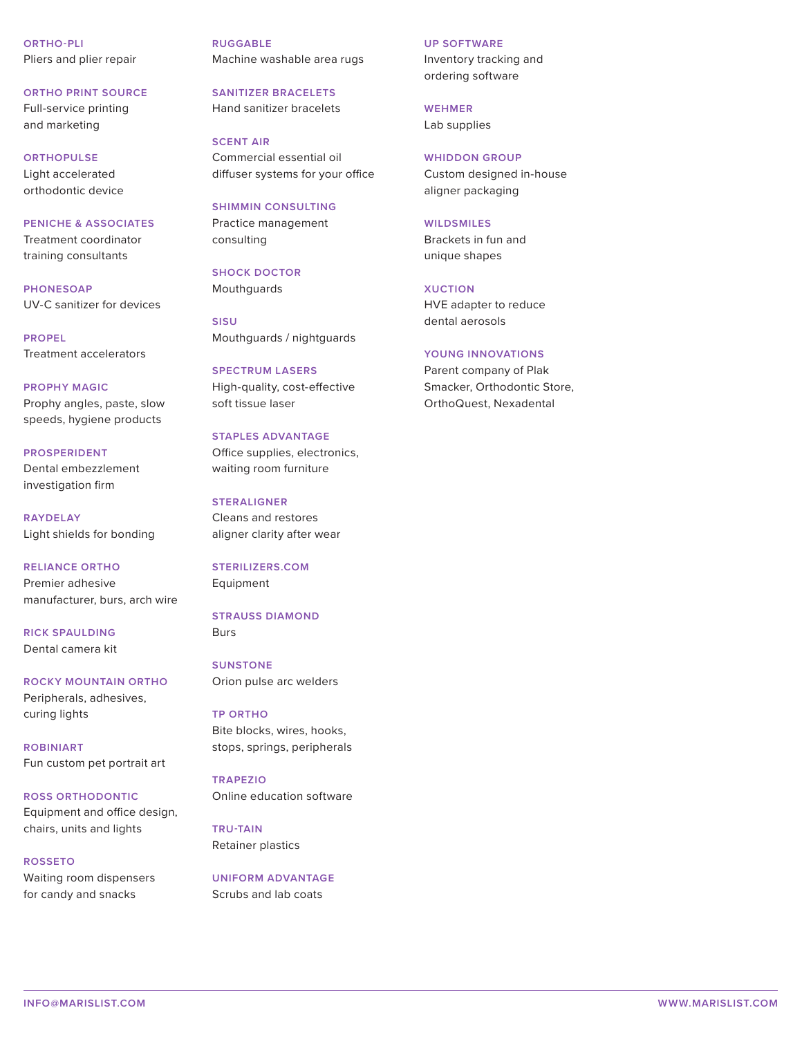**ORTHO-PLI**
Pliers and plier repair

**ORTHO PRINT SOURCE**
Full-service printing and marketing

**ORTHOPULSE**
Light accelerated orthodontic device

**PENICHE & ASSOCIATES**
Treatment coordinator training consultants

**PHONESOAP**
UV-C sanitizer for devices

**PROPEL**
Treatment accelerators

**PROPHY MAGIC**
Prophy angles, paste, slow speeds, hygiene products

**PROSPERIDENT**
Dental embezzlement investigation firm

**RAYDELAY**
Light shields for bonding

**RELIANCE ORTHO**
Premier adhesive manufacturer, burs, arch wire

**RICK SPAULDING**
Dental camera kit

**ROCKY MOUNTAIN ORTHO**
Peripherals, adhesives, curing lights

**ROBINIART**
Fun custom pet portrait art

**ROSS ORTHODONTIC**
Equipment and office design, chairs, units and lights

**ROSSETO**
Waiting room dispensers for candy and snacks

**RUGGABLE**
Machine washable area rugs

**SANITIZER BRACELETS**
Hand sanitizer bracelets

**SCENT AIR**
Commercial essential oil diffuser systems for your office

**SHIMMIN CONSULTING**
Practice management consulting

**SHOCK DOCTOR**
Mouthguards

**SISU**
Mouthguards / nightguards

**SPECTRUM LASERS**
High-quality, cost-effective soft tissue laser

**STAPLES ADVANTAGE**
Office supplies, electronics, waiting room furniture

**STERALIGNER**
Cleans and restores aligner clarity after wear

**STERILIZERS.COM**
Equipment

**STRAUSS DIAMOND**
Burs

**SUNSTONE**
Orion pulse arc welders

**TP ORTHO**
Bite blocks, wires, hooks, stops, springs, peripherals

**TRAPEZIO**
Online education software

**TRU-TAIN**
Retainer plastics

**UNIFORM ADVANTAGE**
Scrubs and lab coats

**UP SOFTWARE**
Inventory tracking and ordering software

**WEHMER**
Lab supplies

**WHIDDON GROUP**
Custom designed in-house aligner packaging

**WILDSMILES**
Brackets in fun and unique shapes

**XUCTION**
HVE adapter to reduce dental aerosols

**YOUNG INNOVATIONS**
Parent company of Plak Smacker, Orthodontic Store, OrthoQuest, Nexadental